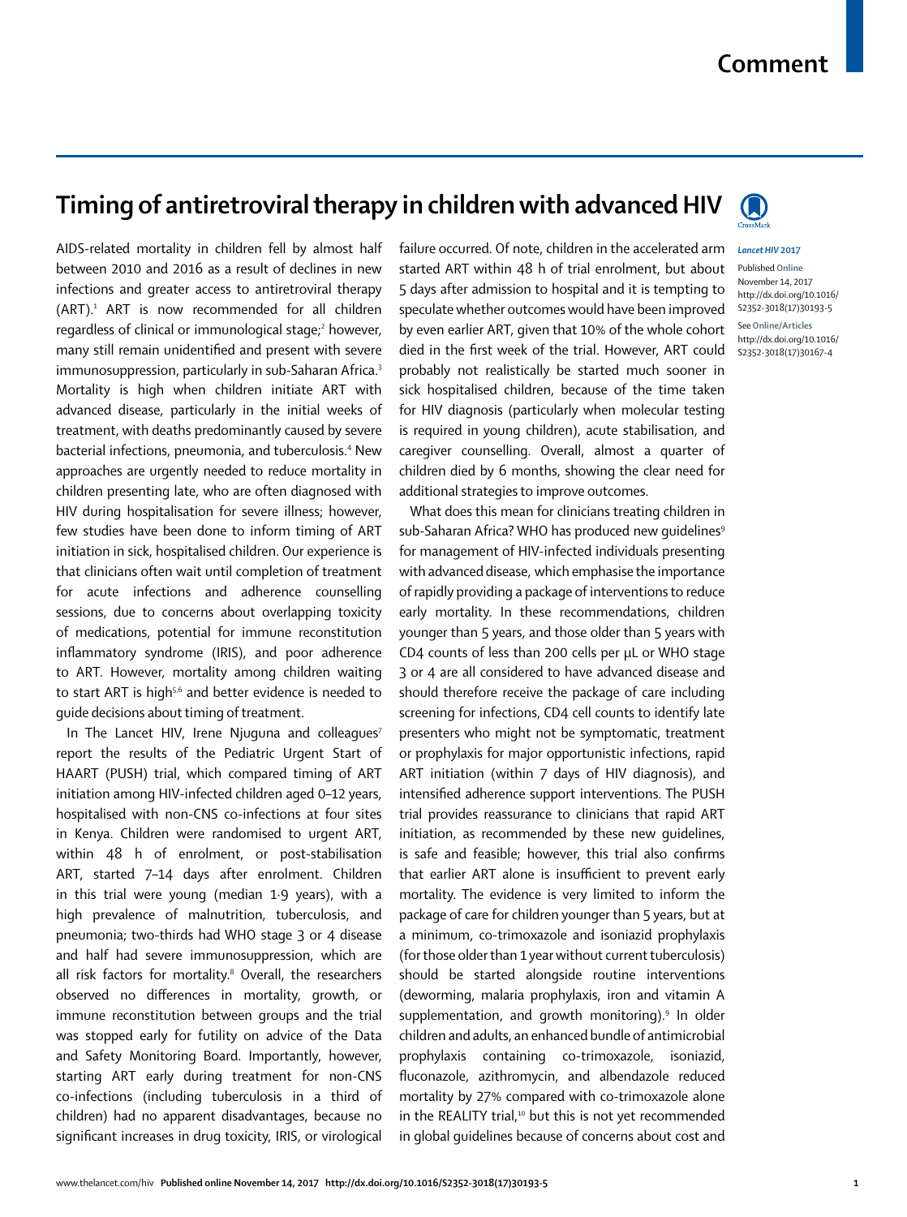# Comment

## Timing of antiretroviral therapy in children with advanced HIV

*Lancet HIV* 2017

Published Online November 14, 2017 http://dx.doi.org/10.1016/S2352-3018(17)30193-5

See Online/Articles http://dx.doi.org/10.1016/S2352-3018(17)30167-4

AIDS-related mortality in children fell by almost half between 2010 and 2016 as a result of declines in new infections and greater access to antiretroviral therapy (ART).[1] ART is now recommended for all children regardless of clinical or immunological stage;[2] however, many still remain unidentified and present with severe immunosuppression, particularly in sub-Saharan Africa.[3] Mortality is high when children initiate ART with advanced disease, particularly in the initial weeks of treatment, with deaths predominantly caused by severe bacterial infections, pneumonia, and tuberculosis.[4] New approaches are urgently needed to reduce mortality in children presenting late, who are often diagnosed with HIV during hospitalisation for severe illness; however, few studies have been done to inform timing of ART initiation in sick, hospitalised children. Our experience is that clinicians often wait until completion of treatment for acute infections and adherence counselling sessions, due to concerns about overlapping toxicity of medications, potential for immune reconstitution inflammatory syndrome (IRIS), and poor adherence to ART. However, mortality among children waiting to start ART is high[5,6] and better evidence is needed to guide decisions about timing of treatment.

In The Lancet HIV, Irene Njuguna and colleagues[7] report the results of the Pediatric Urgent Start of HAART (PUSH) trial, which compared timing of ART initiation among HIV-infected children aged 0–12 years, hospitalised with non-CNS co-infections at four sites in Kenya. Children were randomised to urgent ART, within 48 h of enrolment, or post-stabilisation ART, started 7–14 days after enrolment. Children in this trial were young (median 1·9 years), with a high prevalence of malnutrition, tuberculosis, and pneumonia; two-thirds had WHO stage 3 or 4 disease and half had severe immunosuppression, which are all risk factors for mortality.[8] Overall, the researchers observed no differences in mortality, growth, or immune reconstitution between groups and the trial was stopped early for futility on advice of the Data and Safety Monitoring Board. Importantly, however, starting ART early during treatment for non-CNS co-infections (including tuberculosis in a third of children) had no apparent disadvantages, because no significant increases in drug toxicity, IRIS, or virological failure occurred. Of note, children in the accelerated arm started ART within 48 h of trial enrolment, but about 5 days after admission to hospital and it is tempting to speculate whether outcomes would have been improved by even earlier ART, given that 10% of the whole cohort died in the first week of the trial. However, ART could probably not realistically be started much sooner in sick hospitalised children, because of the time taken for HIV diagnosis (particularly when molecular testing is required in young children), acute stabilisation, and caregiver counselling. Overall, almost a quarter of children died by 6 months, showing the clear need for additional strategies to improve outcomes.

What does this mean for clinicians treating children in sub-Saharan Africa? WHO has produced new guidelines[9] for management of HIV-infected individuals presenting with advanced disease, which emphasise the importance of rapidly providing a package of interventions to reduce early mortality. In these recommendations, children younger than 5 years, and those older than 5 years with CD4 counts of less than 200 cells per μL or WHO stage 3 or 4 are all considered to have advanced disease and should therefore receive the package of care including screening for infections, CD4 cell counts to identify late presenters who might not be symptomatic, treatment or prophylaxis for major opportunistic infections, rapid ART initiation (within 7 days of HIV diagnosis), and intensified adherence support interventions. The PUSH trial provides reassurance to clinicians that rapid ART initiation, as recommended by these new guidelines, is safe and feasible; however, this trial also confirms that earlier ART alone is insufficient to prevent early mortality. The evidence is very limited to inform the package of care for children younger than 5 years, but at a minimum, co-trimoxazole and isoniazid prophylaxis (for those older than 1 year without current tuberculosis) should be started alongside routine interventions (deworming, malaria prophylaxis, iron and vitamin A supplementation, and growth monitoring).[9] In older children and adults, an enhanced bundle of antimicrobial prophylaxis containing co-trimoxazole, isoniazid, fluconazole, azithromycin, and albendazole reduced mortality by 27% compared with co-trimoxazole alone in the REALITY trial,[10] but this is not yet recommended in global guidelines because of concerns about cost and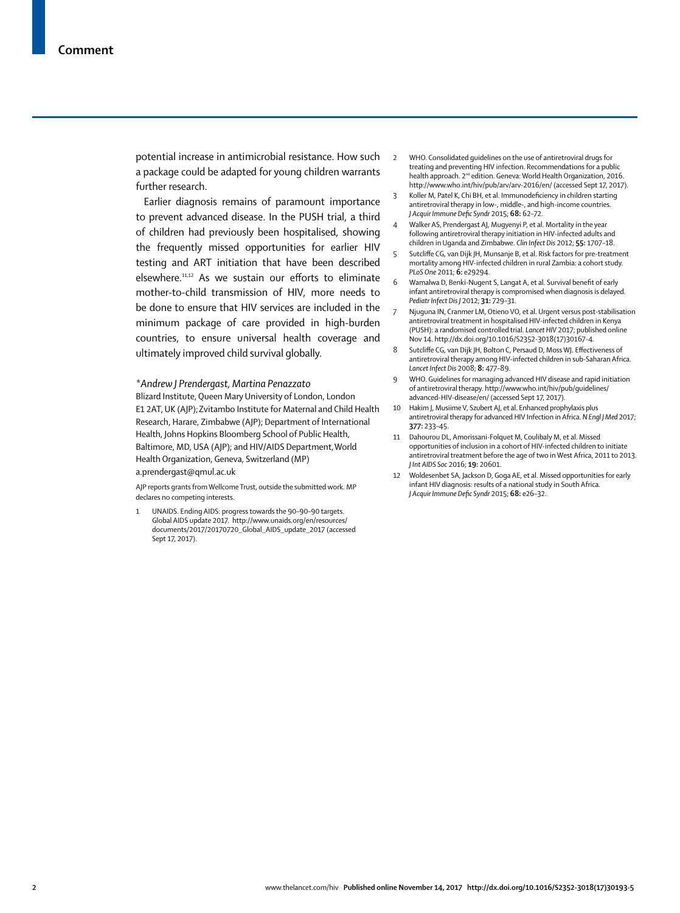potential increase in antimicrobial resistance. How such a package could be adapted for young children warrants further research.

Earlier diagnosis remains of paramount importance to prevent advanced disease. In the PUSH trial, a third of children had previously been hospitalised, showing the frequently missed opportunities for earlier HIV testing and ART initiation that have been described elsewhere.[11,12] As we sustain our efforts to eliminate mother-to-child transmission of HIV, more needs to be done to ensure that HIV services are included in the minimum package of care provided in high-burden countries, to ensure universal health coverage and ultimately improved child survival globally.

*\*Andrew J Prendergast, Martina Penazzato*

Blizard Institute, Queen Mary University of London, London E1 2AT, UK (AJP); Zvitambo Institute for Maternal and Child Health Research, Harare, Zimbabwe (AJP); Department of International Health, Johns Hopkins Bloomberg School of Public Health, Baltimore, MD, USA (AJP); and HIV/AIDS Department, World Health Organization, Geneva, Switzerland (MP)

a.prendergast@qmul.ac.uk

AJP reports grants from Wellcome Trust, outside the submitted work. MP declares no competing interests.

1. UNAIDS. Ending AIDS: progress towards the 90–90–90 targets. Global AIDS update 2017. http://www.unaids.org/en/resources/documents/2017/20170720_Global_AIDS_update_2017 (accessed Sept 17, 2017).
2. WHO. Consolidated guidelines on the use of antiretroviral drugs for treating and preventing HIV infection. Recommendations for a public health approach. 2nd edition. Geneva: World Health Organization, 2016. http://www.who.int/hiv/pub/arv/arv-2016/en/ (accessed Sept 17, 2017).
3. Koller M, Patel K, Chi BH, et al. Immunodeficiency in children starting antiretroviral therapy in low-, middle-, and high-income countries. *J Acquir Immune Defic Syndr* 2015; **68:** 62–72.
4. Walker AS, Prendergast AJ, Mugyenyi P, et al. Mortality in the year following antiretroviral therapy initiation in HIV-infected adults and children in Uganda and Zimbabwe. *Clin Infect Dis* 2012; **55:** 1707–18.
5. Sutcliffe CG, van Dijk JH, Munsanje B, et al. Risk factors for pre-treatment mortality among HIV-infected children in rural Zambia: a cohort study. *PLoS One* 2011; **6:** e29294.
6. Wamalwa D, Benki-Nugent S, Langat A, et al. Survival benefit of early infant antiretroviral therapy is compromised when diagnosis is delayed. *Pediatr Infect Dis J* 2012; **31:** 729–31.
7. Njuguna IN, Cranmer LM, Otieno VO, et al. Urgent versus post-stabilisation antiretroviral treatment in hospitalised HIV-infected children in Kenya (PUSH): a randomised controlled trial. *Lancet HIV* 2017; published online Nov 14. http://dx.doi.org/10.1016/S2352-3018(17)30167-4.
8. Sutcliffe CG, van Dijk JH, Bolton C, Persaud D, Moss WJ. Effectiveness of antiretroviral therapy among HIV-infected children in sub-Saharan Africa. *Lancet Infect Dis* 2008; **8:** 477–89.
9. WHO. Guidelines for managing advanced HIV disease and rapid initiation of antiretroviral therapy. http://www.who.int/hiv/pub/guidelines/advanced-HIV-disease/en/ (accessed Sept 17, 2017).
10. Hakim J, Musiime V, Szubert AJ, et al. Enhanced prophylaxis plus antiretroviral therapy for advanced HIV Infection in Africa. *N Engl J Med* 2017; **377:** 233–45.
11. Dahourou DL, Amorissani-Folquet M, Coulibaly M, et al. Missed opportunities of inclusion in a cohort of HIV-infected children to initiate antiretroviral treatment before the age of two in West Africa, 2011 to 2013. *J Int AIDS Soc* 2016; **19:** 20601.
12. Woldesenbet SA, Jackson D, Goga AE, et al. Missed opportunities for early infant HIV diagnosis: results of a national study in South Africa. *J Acquir Immune Defic Syndr* 2015; **68:** e26–32.